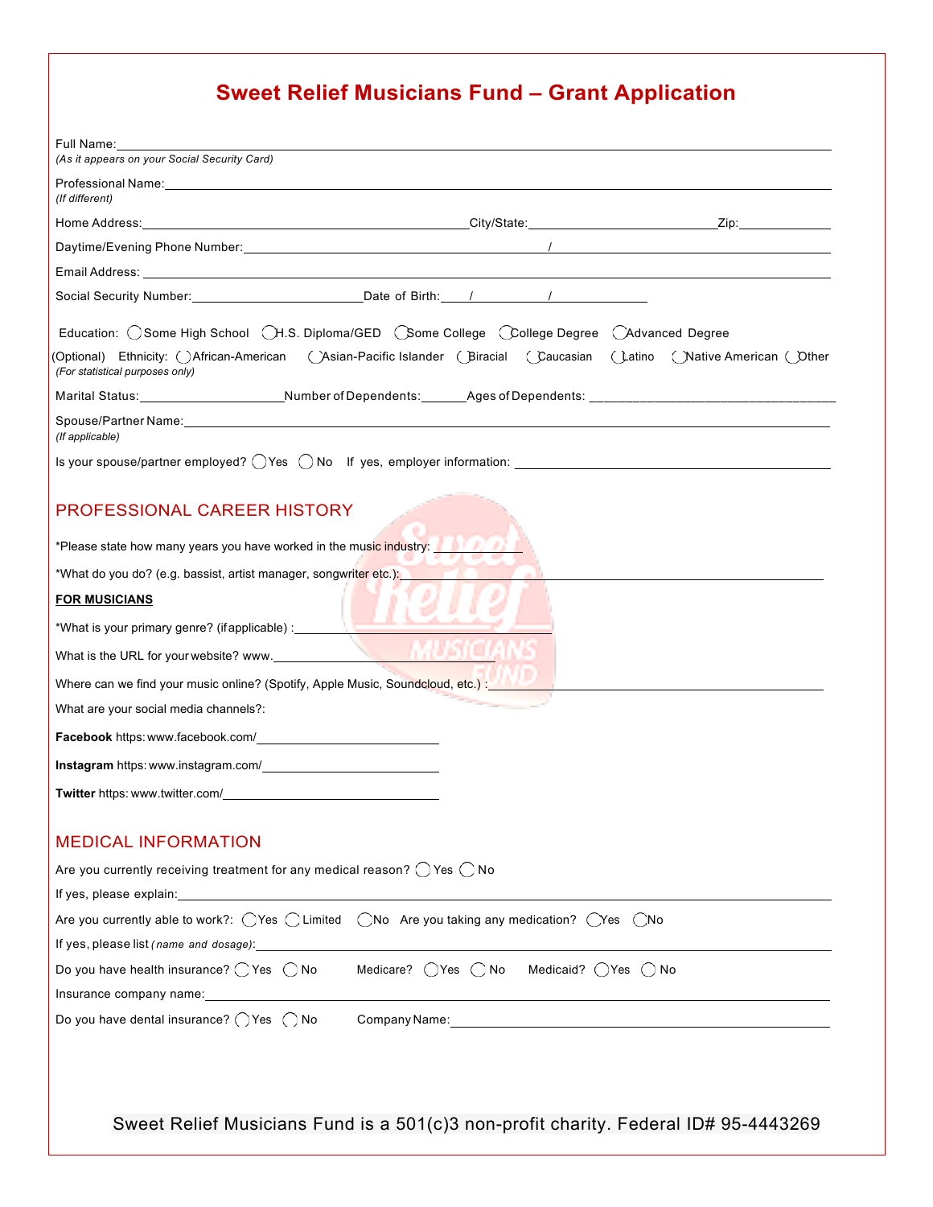# Sweet Relief Musicians Fund – Grant Application

Full Name: ____________________
*(As it appears on your Social Security Card)*

Professional Name: ____________________
*(If different)*

Home Address: ____________________ City/State: ____________________ Zip: __________

Daytime/Evening Phone Number: ____________________ / ____________________

Email Address: ____________________

Social Security Number: ____________________ Date of Birth: ____ / ____ / ____

Education: ◯ Some High School ◯ H.S. Diploma/GED ◯ Some College ◯ College Degree ◯ Advanced Degree

(Optional) Ethnicity: ◯ African-American ◯ Asian-Pacific Islander ◯ Biracial ◯ Caucasian ◯ Latino ◯ Native American ◯ Other
*(For statistical purposes only)*

Marital Status: ____________ Number of Dependents: ______ Ages of Dependents: ____________________

Spouse/Partner Name: ____________________
*(If applicable)*

Is your spouse/partner employed? ◯ Yes ◯ No If yes, employer information: ____________________

## PROFESSIONAL CAREER HISTORY

*Please state how many years you have worked in the music industry: ______

*What do you do? (e.g. bassist, artist manager, songwriter etc.): ____________________

**FOR MUSICIANS**

*What is your primary genre? (if applicable) : ____________________

What is the URL for your website? www. ____________________

Where can we find your music online? (Spotify, Apple Music, Soundcloud, etc.) : ____________________

What are your social media channels?:

**Facebook** https: www.facebook.com/ ____________________

**Instagram** https: www.instagram.com/ ____________________

**Twitter** https: www.twitter.com/ ____________________

## MEDICAL INFORMATION

Are you currently receiving treatment for any medical reason? ◯ Yes ◯ No

If yes, please explain: ____________________

Are you currently able to work?: ◯ Yes ◯ Limited ◯ No Are you taking any medication? ◯ Yes ◯ No

If yes, please list *(name and dosage)*: ____________________

Do you have health insurance? ◯ Yes ◯ No Medicare? ◯ Yes ◯ No Medicaid? ◯ Yes ◯ No

Insurance company name: ____________________

Do you have dental insurance? ◯ Yes ◯ No Company Name: ____________________

Sweet Relief Musicians Fund is a 501(c)3 non-profit charity. Federal ID# 95-4443269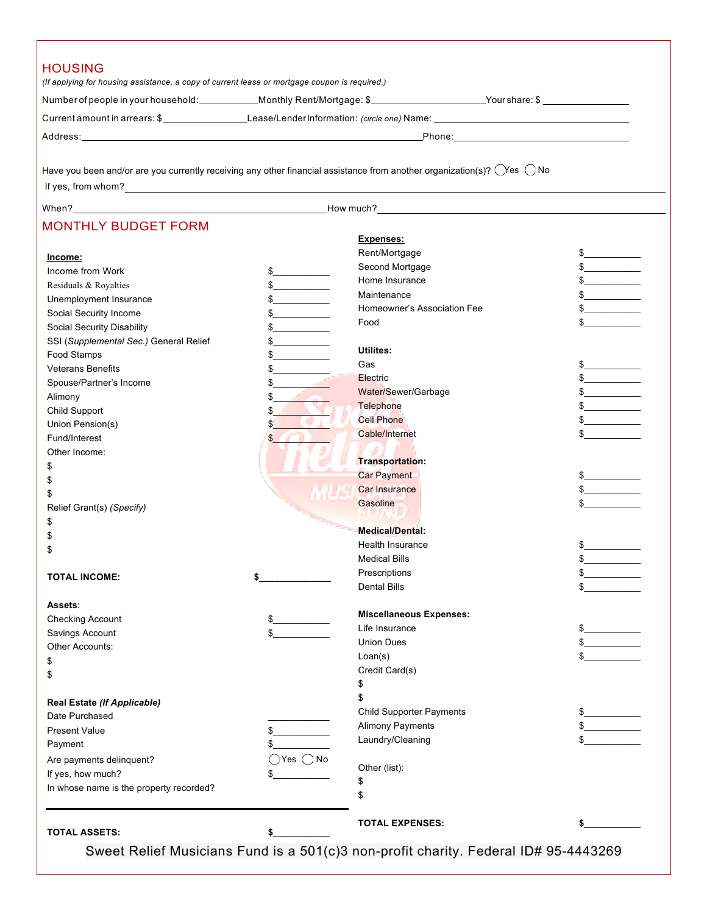## HOUSING

*(If applying for housing assistance, a copy of current lease or mortgage coupon is required.)*

Number of people in your household:___________ Monthly Rent/Mortgage: $____________________ Your share: $ ________________

Current amount in arrears: $_______________ Lease/Lender Information: *(circle one)* Name: ______________________________

Address:__________________________________________________________ Phone:______________________________

Have you been and/or are you currently receiving any other financial assistance from another organization(s)? ◯ Yes ◯ No

If yes, from whom? ____________________________________________________________________________

When?________________________________________ How much?____________________________________________

## MONTHLY BUDGET FORM

**Income:**

| | |
|---|---|
| Income from Work | $__________ |
| Residuals & Royalties | $__________ |
| Unemployment Insurance | $__________ |
| Social Security Income | $__________ |
| Social Security Disability | $__________ |
| SSI (*Supplemental Sec.)* General Relief | $__________ |
| Food Stamps | $__________ |
| Veterans Benefits | $__________ |
| Spouse/Partner's Income | $__________ |
| Alimony | $__________ |
| Child Support | $__________ |
| Union Pension(s) | $__________ |
| Fund/Interest | $__________ |

Other Income:

$

$

$

Relief Grant(s) *(Specify)*

$

$

$

**TOTAL INCOME:** **$____________**

**Assets**:

| | |
|---|---|
| Checking Account | $__________ |
| Savings Account | $__________ |

Other Accounts:

$

$

**Real Estate *(If Applicable)***

| | |
|---|---|
| Date Purchased | __________ |
| Present Value | $__________ |
| Payment | $__________ |
| Are payments delinquent? | ◯ Yes ◯ No |
| If yes, how much? | $__________ |
| In whose name is the property recorded? | |

**TOTAL ASSETS:** **$__________**

**Expenses:**

| | |
|---|---|
| Rent/Mortgage | $__________ |
| Second Mortgage | $__________ |
| Home Insurance | $__________ |
| Maintenance | $__________ |
| Homeowner's Association Fee | $__________ |
| Food | $__________ |

**Utilites:**

| | |
|---|---|
| Gas | $__________ |
| Electric | $__________ |
| Water/Sewer/Garbage | $__________ |
| Telephone | $__________ |
| Cell Phone | $__________ |
| Cable/Internet | $__________ |

**Transportation:**

| | |
|---|---|
| Car Payment | $__________ |
| Car Insurance | $__________ |
| Gasoline | $__________ |

**Medical/Dental:**

| | |
|---|---|
| Health Insurance | $__________ |
| Medical Bills | $__________ |
| Prescriptions | $__________ |
| Dental Bills | $__________ |

**Miscellaneous Expenses:**

| | |
|---|---|
| Life Insurance | $__________ |
| Union Dues | $__________ |
| Loan(s) | $__________ |

Credit Card(s)

$

$

| | |
|---|---|
| Child Supporter Payments | $__________ |
| Alimony Payments | $__________ |
| Laundry/Cleaning | $__________ |

Other (list):

$

$

**TOTAL EXPENSES:** **$__________**

Sweet Relief Musicians Fund is a 501(c)3 non-profit charity. Federal ID# 95-4443269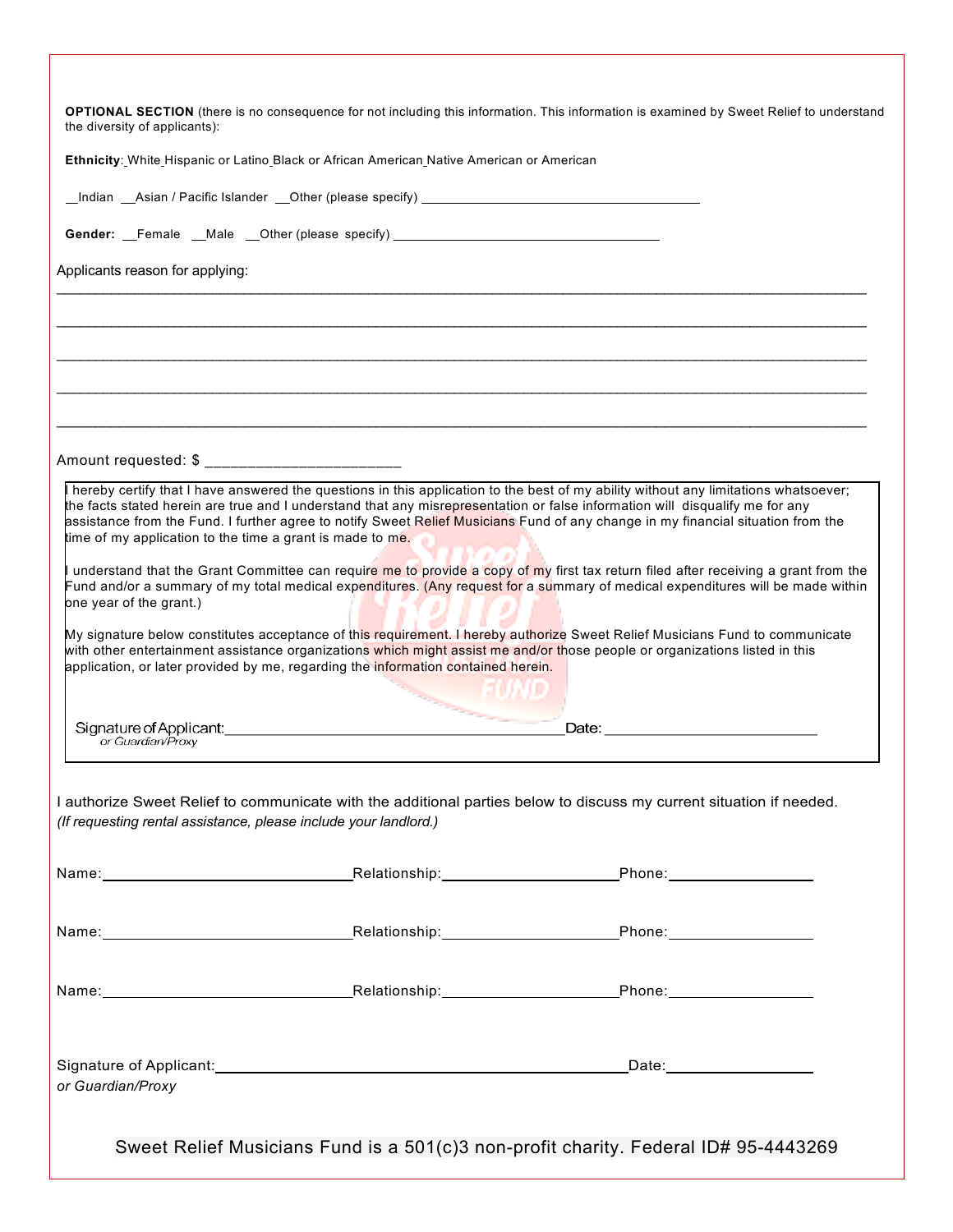**OPTIONAL SECTION** (there is no consequence for not including this information. This information is examined by Sweet Relief to understand the diversity of applicants):

**Ethnicity**: White Hispanic or Latino Black or African American Native American or American

__Indian __Asian / Pacific Islander __Other (please specify) ____________________________________

**Gender:** __Female __Male __Other (please specify) ____________________________________

Applicants reason for applying:

_____________________________________________________________________________________________

_____________________________________________________________________________________________

_____________________________________________________________________________________________

_____________________________________________________________________________________________

_____________________________________________________________________________________________

Amount requested: $ _______________________

I hereby certify that I have answered the questions in this application to the best of my ability without any limitations whatsoever; the facts stated herein are true and I understand that any misrepresentation or false information will disqualify me for any assistance from the Fund. I further agree to notify Sweet Relief Musicians Fund of any change in my financial situation from the time of my application to the time a grant is made to me.

I understand that the Grant Committee can require me to provide a copy of my first tax return filed after receiving a grant from the Fund and/or a summary of my total medical expenditures. (Any request for a summary of medical expenditures will be made within one year of the grant.)

My signature below constitutes acceptance of this requirement. I hereby authorize Sweet Relief Musicians Fund to communicate with other entertainment assistance organizations which might assist me and/or those people or organizations listed in this application, or later provided by me, regarding the information contained herein.

Signature of Applicant: ________________________________________ Date: _________________________
*or Guardian/Proxy*

I authorize Sweet Relief to communicate with the additional parties below to discuss my current situation if needed.
*(If requesting rental assistance, please include your landlord.)*

Name: ______________________________ Relationship: ____________________ Phone: __________________

Name: ______________________________ Relationship: ____________________ Phone: __________________

Name: ______________________________ Relationship: ____________________ Phone: __________________

Signature of Applicant: __________________________________________________ Date: __________________
*or Guardian/Proxy*

Sweet Relief Musicians Fund is a 501(c)3 non-profit charity. Federal ID# 95-4443269